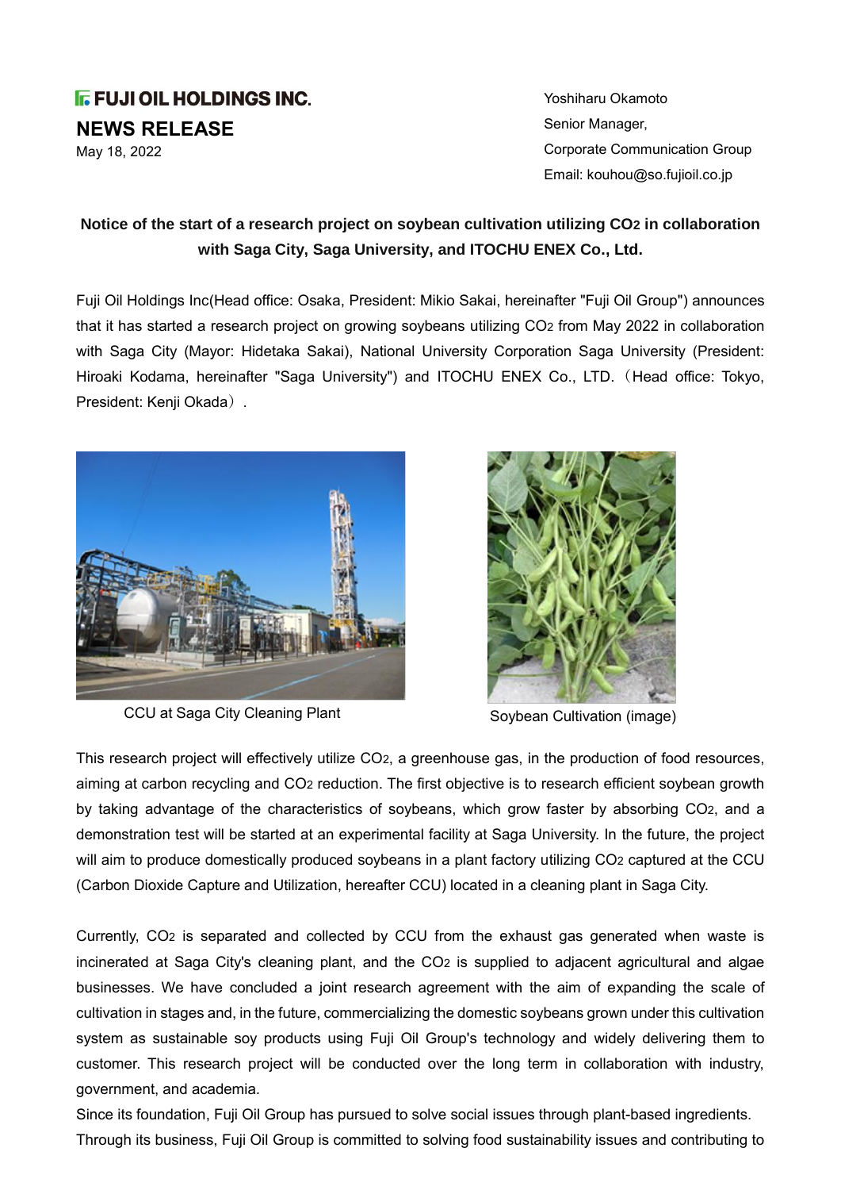FUJI OIL HOLDINGS INC.

**NEWS RELEASE**

May 18, 2022

Yoshiharu Okamoto
Senior Manager,
Corporate Communication Group
Email: kouhou@so.fujioil.co.jp

## Notice of the start of a research project on soybean cultivation utilizing $CO_2$ in collaboration with Saga City, Saga University, and ITOCHU ENEX Co., Ltd.

Fuji Oil Holdings Inc(Head office: Osaka, President: Mikio Sakai, hereinafter "Fuji Oil Group") announces that it has started a research project on growing soybeans utilizing $CO_2$ from May 2022 in collaboration with Saga City (Mayor: Hidetaka Sakai), National University Corporation Saga University (President: Hiroaki Kodama, hereinafter "Saga University") and ITOCHU ENEX Co., LTD.（Head office: Tokyo, President: Kenji Okada）.

CCU at Saga City Cleaning Plant

Soybean Cultivation (image)

This research project will effectively utilize $CO_2$, a greenhouse gas, in the production of food resources, aiming at carbon recycling and $CO_2$ reduction. The first objective is to research efficient soybean growth by taking advantage of the characteristics of soybeans, which grow faster by absorbing $CO_2$, and a demonstration test will be started at an experimental facility at Saga University. In the future, the project will aim to produce domestically produced soybeans in a plant factory utilizing $CO_2$ captured at the CCU (Carbon Dioxide Capture and Utilization, hereafter CCU) located in a cleaning plant in Saga City.

Currently, $CO_2$ is separated and collected by CCU from the exhaust gas generated when waste is incinerated at Saga City's cleaning plant, and the $CO_2$ is supplied to adjacent agricultural and algae businesses. We have concluded a joint research agreement with the aim of expanding the scale of cultivation in stages and, in the future, commercializing the domestic soybeans grown under this cultivation system as sustainable soy products using Fuji Oil Group's technology and widely delivering them to customer. This research project will be conducted over the long term in collaboration with industry, government, and academia.
Since its foundation, Fuji Oil Group has pursued to solve social issues through plant-based ingredients.
Through its business, Fuji Oil Group is committed to solving food sustainability issues and contributing to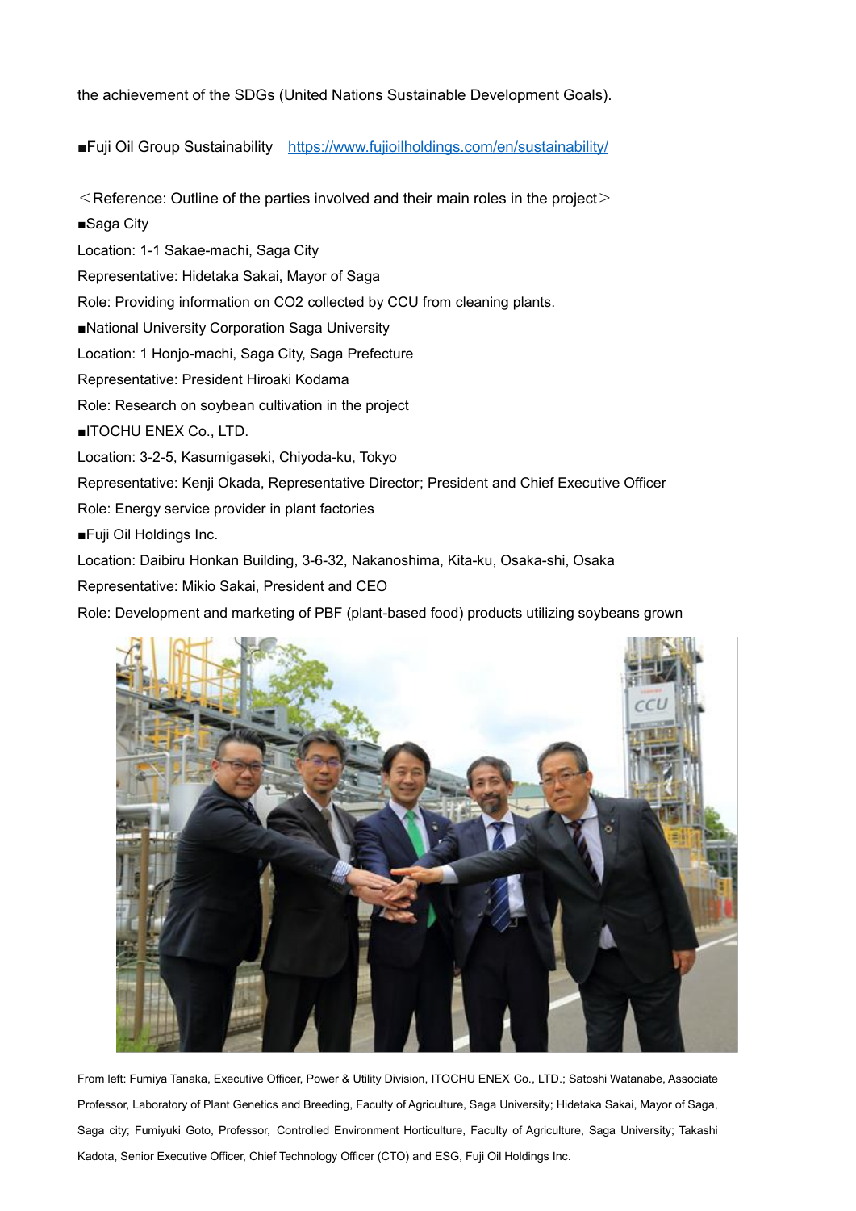the achievement of the SDGs (United Nations Sustainable Development Goals).

■Fuji Oil Group Sustainability https://www.fujioilholdings.com/en/sustainability/

＜Reference: Outline of the parties involved and their main roles in the project＞

■Saga City

Location: 1-1 Sakae-machi, Saga City

Representative: Hidetaka Sakai, Mayor of Saga

Role: Providing information on $CO_2$ collected by CCU from cleaning plants.

■National University Corporation Saga University

Location: 1 Honjo-machi, Saga City, Saga Prefecture

Representative: President Hiroaki Kodama

Role: Research on soybean cultivation in the project

■ITOCHU ENEX Co., LTD.

Location: 3-2-5, Kasumigaseki, Chiyoda-ku, Tokyo

Representative: Kenji Okada, Representative Director; President and Chief Executive Officer

Role: Energy service provider in plant factories

■Fuji Oil Holdings Inc.

Location: Daibiru Honkan Building, 3-6-32, Nakanoshima, Kita-ku, Osaka-shi, Osaka

Representative: Mikio Sakai, President and CEO

Role: Development and marketing of PBF (plant-based food) products utilizing soybeans grown

From left: Fumiya Tanaka, Executive Officer, Power & Utility Division, ITOCHU ENEX Co., LTD.; Satoshi Watanabe, Associate Professor, Laboratory of Plant Genetics and Breeding, Faculty of Agriculture, Saga University; Hidetaka Sakai, Mayor of Saga, Saga city; Fumiyuki Goto, Professor, Controlled Environment Horticulture, Faculty of Agriculture, Saga University; Takashi Kadota, Senior Executive Officer, Chief Technology Officer (CTO) and ESG, Fuji Oil Holdings Inc.